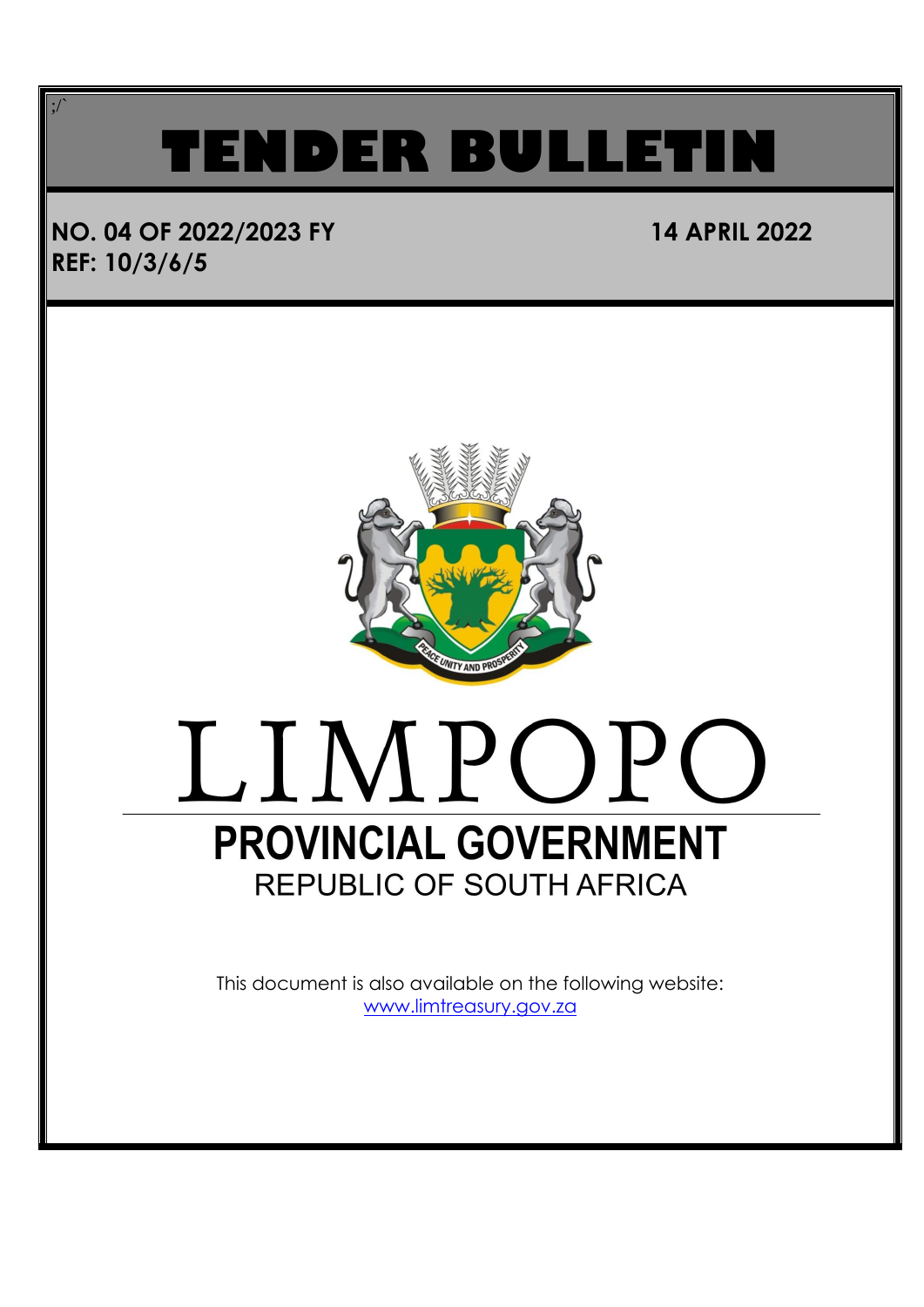# TENDER BULLETIN

**NO. 04 OF 2022/2023 FY** **14 APRIL 2022**

**REF: 10/3/6/5**

PEACE UNITY AND PROSPERITY

# LIMPOPO

## PROVINCIAL GOVERNMENT

REPUBLIC OF SOUTH AFRICA

This document is also available on the following website: www.limtreasury.gov.za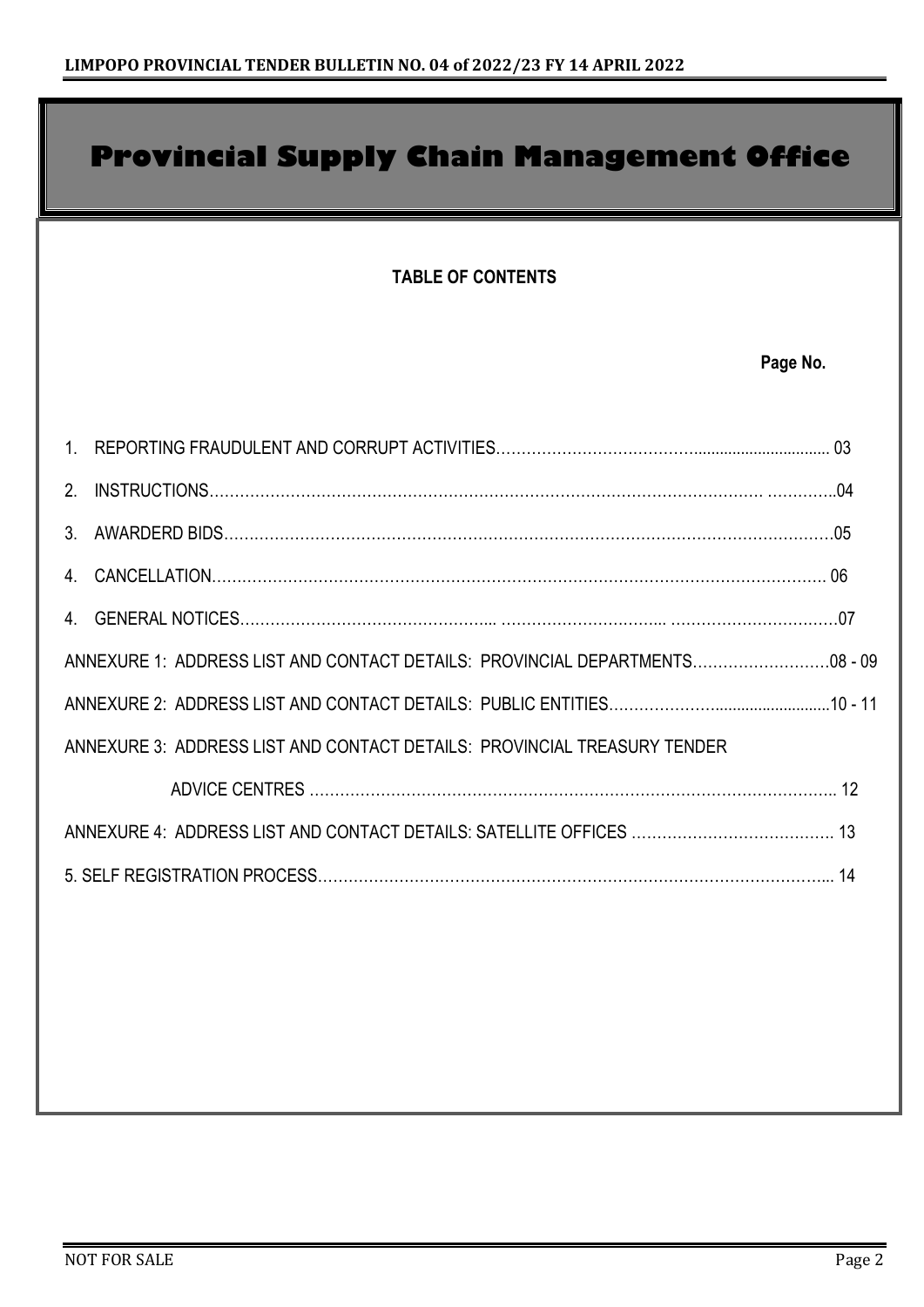# Provincial Supply Chain Management Office

**TABLE OF CONTENTS**

| | Page No. |
|---|---|
| 1. REPORTING FRAUDULENT AND CORRUPT ACTIVITIES | 03 |
| 2. INSTRUCTIONS | 04 |
| 3. AWARDERD BIDS | 05 |
| 4. CANCELLATION | 06 |
| 4. GENERAL NOTICES | 07 |
| ANNEXURE 1: ADDRESS LIST AND CONTACT DETAILS: PROVINCIAL DEPARTMENTS | 08 - 09 |
| ANNEXURE 2: ADDRESS LIST AND CONTACT DETAILS: PUBLIC ENTITIES | 10 - 11 |
| ANNEXURE 3: ADDRESS LIST AND CONTACT DETAILS: PROVINCIAL TREASURY TENDER ADVICE CENTRES | 12 |
| ANNEXURE 4: ADDRESS LIST AND CONTACT DETAILS: SATELLITE OFFICES | 13 |
| 5. SELF REGISTRATION PROCESS | 14 |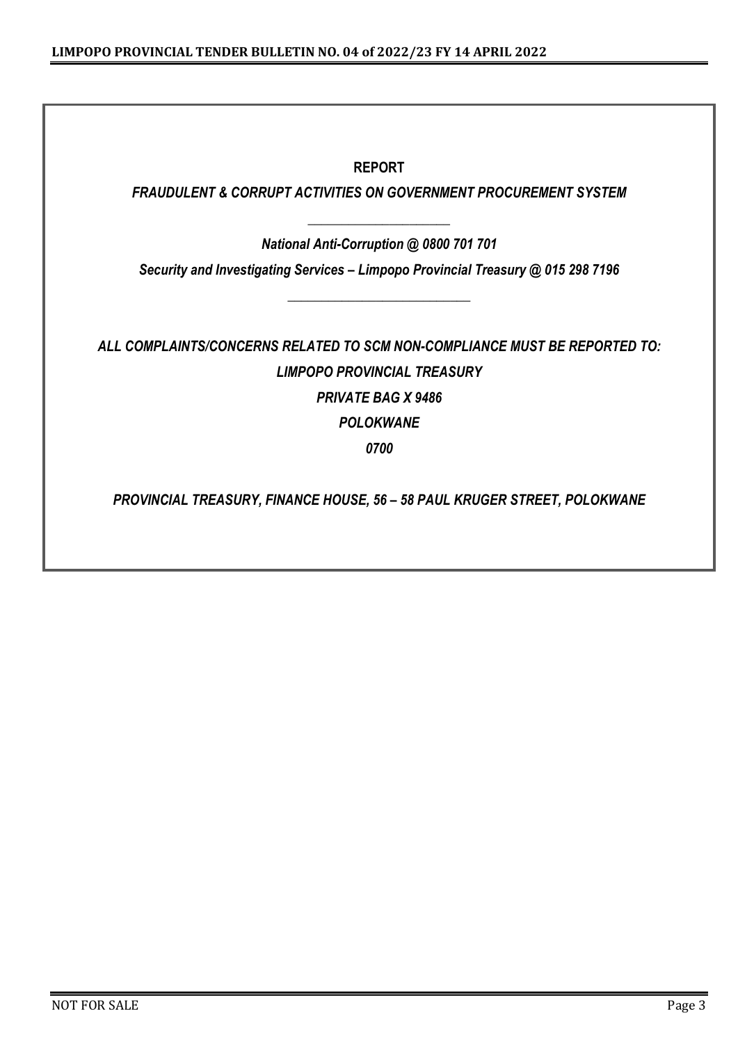**REPORT**

***FRAUDULENT & CORRUPT ACTIVITIES ON GOVERNMENT PROCUREMENT SYSTEM***

---

***National Anti-Corruption @ 0800 701 701***

***Security and Investigating Services – Limpopo Provincial Treasury @ 015 298 7196***

---

***ALL COMPLAINTS/CONCERNS RELATED TO SCM NON-COMPLIANCE MUST BE REPORTED TO:***

***LIMPOPO PROVINCIAL TREASURY***

***PRIVATE BAG X 9486***

***POLOKWANE***

***0700***

***PROVINCIAL TREASURY, FINANCE HOUSE, 56 – 58 PAUL KRUGER STREET, POLOKWANE***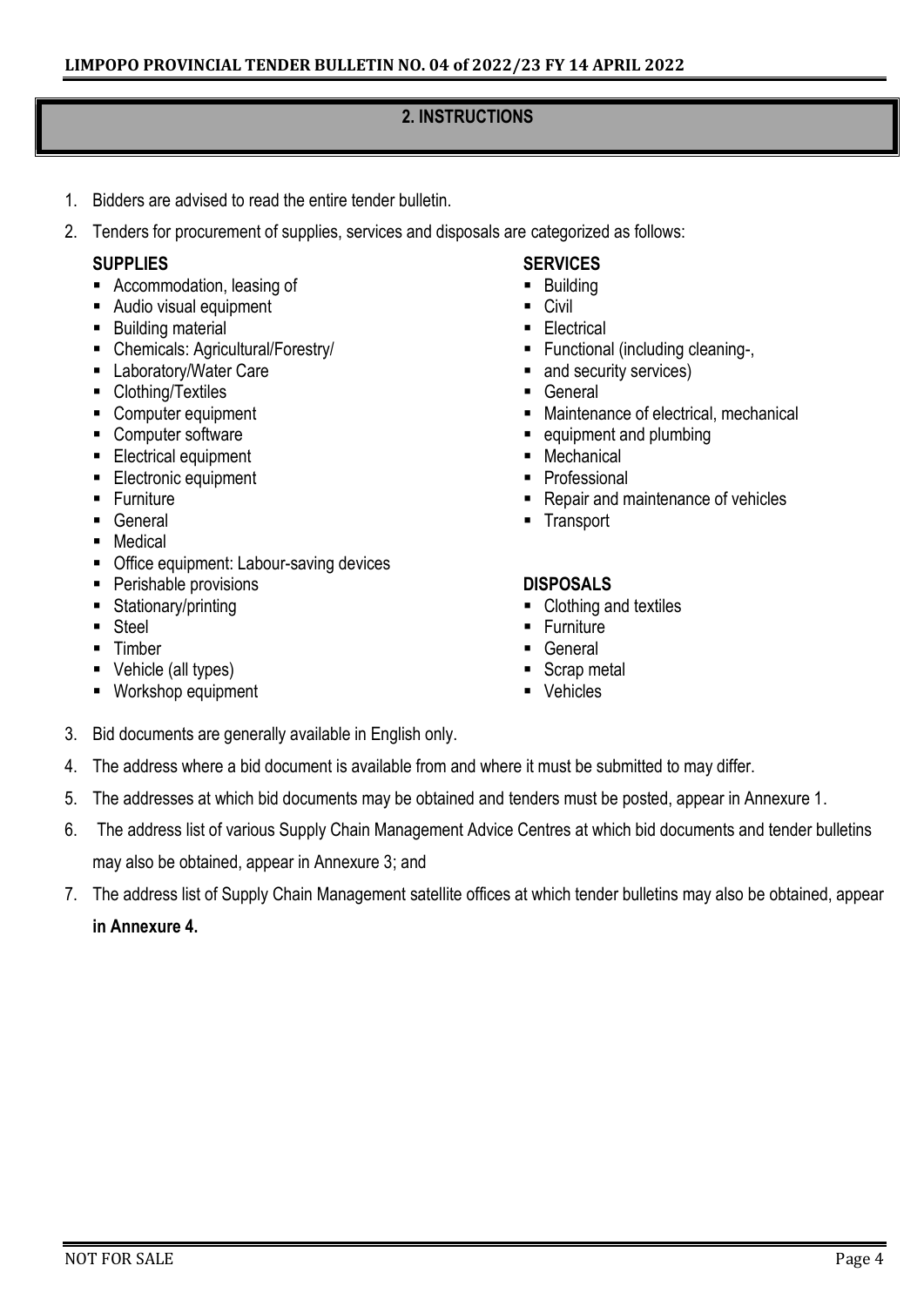## 2. INSTRUCTIONS

1. Bidders are advised to read the entire tender bulletin.
2. Tenders for procurement of supplies, services and disposals are categorized as follows:

**SUPPLIES**

- Accommodation, leasing of
- Audio visual equipment
- Building material
- Chemicals: Agricultural/Forestry/
- Laboratory/Water Care
- Clothing/Textiles
- Computer equipment
- Computer software
- Electrical equipment
- Electronic equipment
- Furniture
- General
- Medical
- Office equipment: Labour-saving devices
- Perishable provisions
- Stationary/printing
- Steel
- Timber
- Vehicle (all types)
- Workshop equipment

**SERVICES**

- Building
- Civil
- Electrical
- Functional (including cleaning-,
- and security services)
- General
- Maintenance of electrical, mechanical
- equipment and plumbing
- Mechanical
- Professional
- Repair and maintenance of vehicles
- Transport

**DISPOSALS**

- Clothing and textiles
- Furniture
- General
- Scrap metal
- Vehicles

3. Bid documents are generally available in English only.
4. The address where a bid document is available from and where it must be submitted to may differ.
5. The addresses at which bid documents may be obtained and tenders must be posted, appear in Annexure 1.
6. The address list of various Supply Chain Management Advice Centres at which bid documents and tender bulletins may also be obtained, appear in Annexure 3; and
7. The address list of Supply Chain Management satellite offices at which tender bulletins may also be obtained, appear **in Annexure 4.**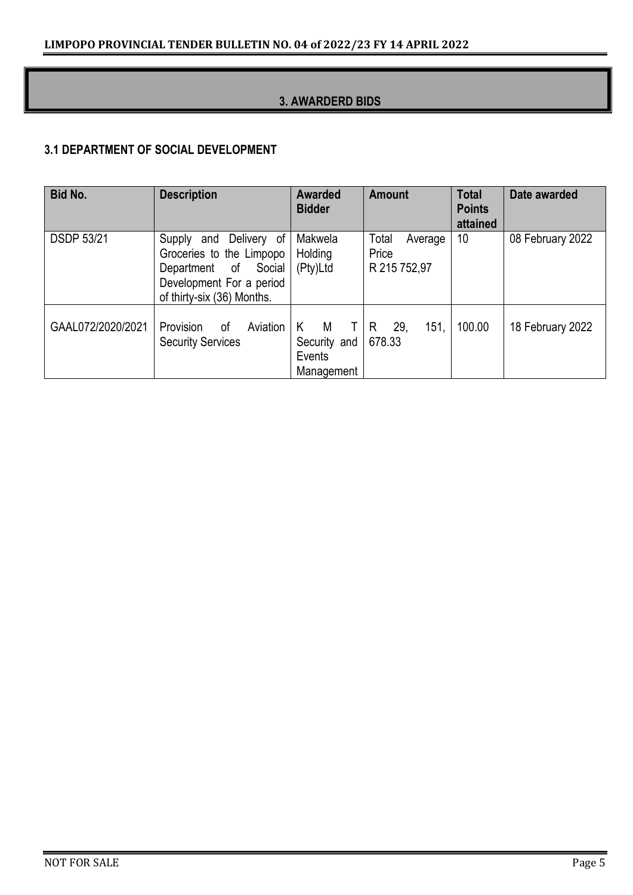## 3. AWARDERD BIDS

### 3.1 DEPARTMENT OF SOCIAL DEVELOPMENT

| Bid No. | Description | Awarded Bidder | Amount | Total Points attained | Date awarded |
|---|---|---|---|---|---|
| DSDP 53/21 | Supply and Delivery of Groceries to the Limpopo Department of Social Development For a period of thirty-six (36) Months. | Makwela Holding (Pty)Ltd | Total Average Price R 215 752,97 | 10 | 08 February 2022 |
| GAAL072/2020/2021 | Provision of Aviation Security Services | K M T Security and Events Management | R 29, 151, 678.33 | 100.00 | 18 February 2022 |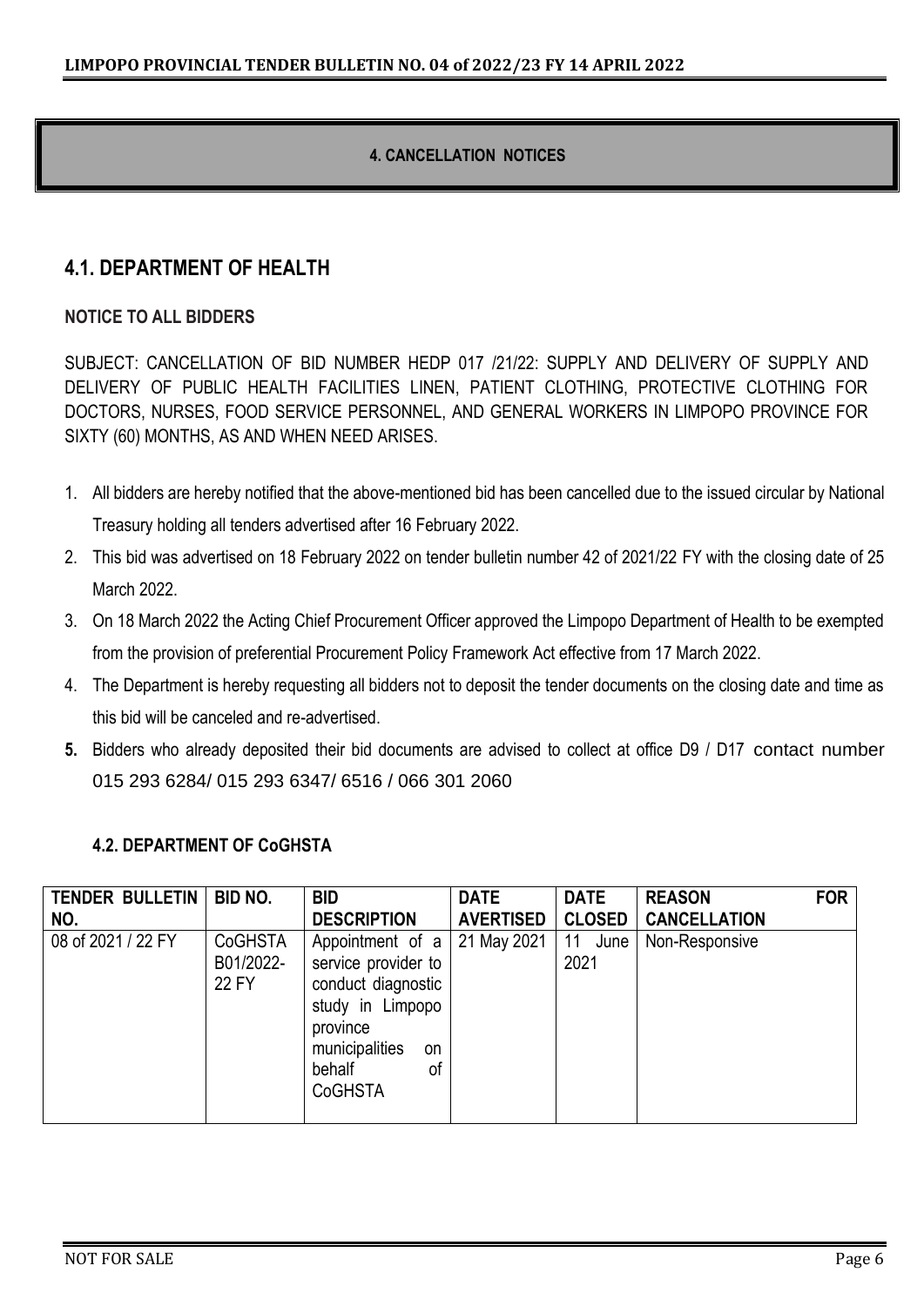## 4. CANCELLATION NOTICES

## 4.1. DEPARTMENT OF HEALTH

**NOTICE TO ALL BIDDERS**

SUBJECT: CANCELLATION OF BID NUMBER HEDP 017 /21/22: SUPPLY AND DELIVERY OF SUPPLY AND DELIVERY OF PUBLIC HEALTH FACILITIES LINEN, PATIENT CLOTHING, PROTECTIVE CLOTHING FOR DOCTORS, NURSES, FOOD SERVICE PERSONNEL, AND GENERAL WORKERS IN LIMPOPO PROVINCE FOR SIXTY (60) MONTHS, AS AND WHEN NEED ARISES.

1. All bidders are hereby notified that the above-mentioned bid has been cancelled due to the issued circular by National Treasury holding all tenders advertised after 16 February 2022.
2. This bid was advertised on 18 February 2022 on tender bulletin number 42 of 2021/22 FY with the closing date of 25 March 2022.
3. On 18 March 2022 the Acting Chief Procurement Officer approved the Limpopo Department of Health to be exempted from the provision of preferential Procurement Policy Framework Act effective from 17 March 2022.
4. The Department is hereby requesting all bidders not to deposit the tender documents on the closing date and time as this bid will be canceled and re-advertised.
5. Bidders who already deposited their bid documents are advised to collect at office D9 / D17 contact number 015 293 6284/ 015 293 6347/ 6516 / 066 301 2060

### 4.2. DEPARTMENT OF CoGHSTA

| TENDER BULLETIN NO. | BID NO. | BID DESCRIPTION | DATE AVERTISED | DATE CLOSED | REASON FOR CANCELLATION |
|---|---|---|---|---|---|
| 08 of 2021 / 22 FY | CoGHSTA B01/2022-22 FY | Appointment of a service provider to conduct diagnostic study in Limpopo province municipalities on behalf of CoGHSTA | 21 May 2021 | 11 June 2021 | Non-Responsive |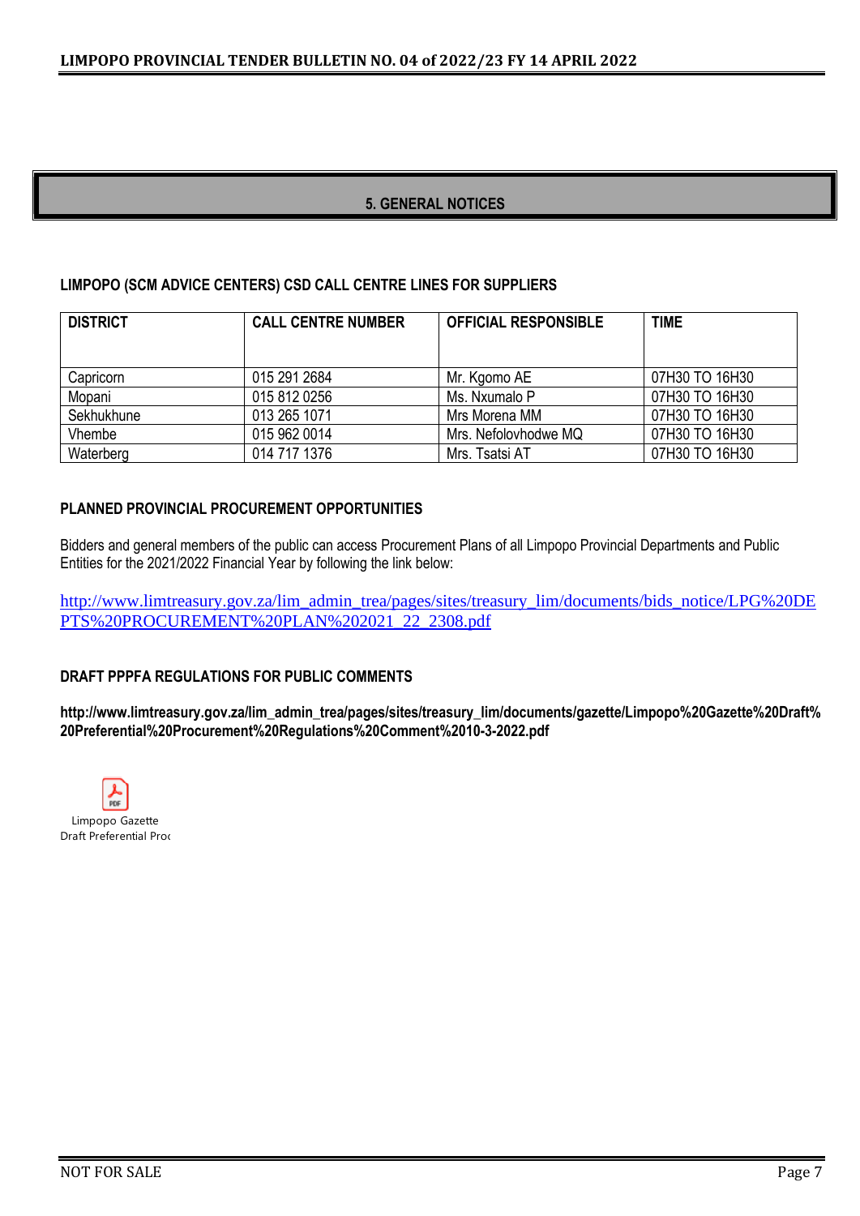## 5. GENERAL NOTICES

### LIMPOPO (SCM ADVICE CENTERS) CSD CALL CENTRE LINES FOR SUPPLIERS

| DISTRICT | CALL CENTRE NUMBER | OFFICIAL RESPONSIBLE | TIME |
|---|---|---|---|
| Capricorn | 015 291 2684 | Mr. Kgomo AE | 07H30 TO 16H30 |
| Mopani | 015 812 0256 | Ms. Nxumalo P | 07H30 TO 16H30 |
| Sekhukhune | 013 265 1071 | Mrs Morena MM | 07H30 TO 16H30 |
| Vhembe | 015 962 0014 | Mrs. Nefolovhodwe MQ | 07H30 TO 16H30 |
| Waterberg | 014 717 1376 | Mrs. Tsatsi AT | 07H30 TO 16H30 |

### PLANNED PROVINCIAL PROCUREMENT OPPORTUNITIES

Bidders and general members of the public can access Procurement Plans of all Limpopo Provincial Departments and Public Entities for the 2021/2022 Financial Year by following the link below:

http://www.limtreasury.gov.za/lim_admin_trea/pages/sites/treasury_lim/documents/bids_notice/LPG%20DEPTS%20PROCUREMENT%20PLAN%202021_22_2308.pdf

### DRAFT PPPFA REGULATIONS FOR PUBLIC COMMENTS

**http://www.limtreasury.gov.za/lim_admin_trea/pages/sites/treasury_lim/documents/gazette/Limpopo%20Gazette%20Draft%20Preferential%20Procurement%20Regulations%20Comment%2010-3-2022.pdf**

Limpopo Gazette Draft Preferential Proc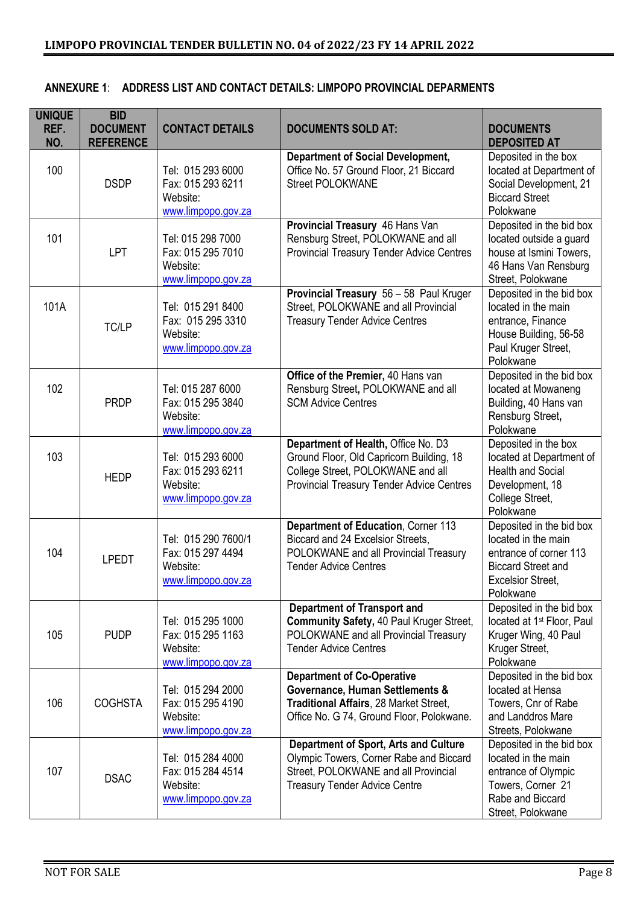**ANNEXURE 1**: **ADDRESS LIST AND CONTACT DETAILS: LIMPOPO PROVINCIAL DEPARMENTS**

| UNIQUE REF. NO. | BID DOCUMENT REFERENCE | CONTACT DETAILS | DOCUMENTS SOLD AT: | DOCUMENTS DEPOSITED AT |
|---|---|---|---|---|
| 100 | DSDP | Tel: 015 293 6000 Fax: 015 293 6211 Website: www.limpopo.gov.za | **Department of Social Development,** Office No. 57 Ground Floor, 21 Biccard Street POLOKWANE | Deposited in the box located at Department of Social Development, 21 Biccard Street Polokwane |
| 101 | LPT | Tel: 015 298 7000 Fax: 015 295 7010 Website: www.limpopo.gov.za | **Provincial Treasury** 46 Hans Van Rensburg Street, POLOKWANE and all Provincial Treasury Tender Advice Centres | Deposited in the bid box located outside a guard house at Ismini Towers, 46 Hans Van Rensburg Street, Polokwane |
| 101A | TC/LP | Tel: 015 291 8400 Fax: 015 295 3310 Website: www.limpopo.gov.za | **Provincial Treasury** 56 – 58 Paul Kruger Street, POLOKWANE and all Provincial Treasury Tender Advice Centres | Deposited in the bid box located in the main entrance, Finance House Building, 56-58 Paul Kruger Street, Polokwane |
| 102 | PRDP | Tel: 015 287 6000 Fax: 015 295 3840 Website: www.limpopo.gov.za | **Office of the Premier,** 40 Hans van Rensburg Street**,** POLOKWANE and all SCM Advice Centres | Deposited in the bid box located at Mowaneng Building, 40 Hans van Rensburg Street**,** Polokwane |
| 103 | HEDP | Tel: 015 293 6000 Fax: 015 293 6211 Website: www.limpopo.gov.za | **Department of Health,** Office No. D3 Ground Floor, Old Capricorn Building, 18 College Street, POLOKWANE and all Provincial Treasury Tender Advice Centres | Deposited in the box located at Department of Health and Social Development, 18 College Street, Polokwane |
| 104 | LPEDT | Tel: 015 290 7600/1 Fax: 015 297 4494 Website: www.limpopo.gov.za | **Department of Education**, Corner 113 Biccard and 24 Excelsior Streets, POLOKWANE and all Provincial Treasury Tender Advice Centres | Deposited in the bid box located in the main entrance of corner 113 Biccard Street and Excelsior Street, Polokwane |
| 105 | PUDP | Tel: 015 295 1000 Fax: 015 295 1163 Website: www.limpopo.gov.za | **Department of Transport and Community Safety,** 40 Paul Kruger Street, POLOKWANE and all Provincial Treasury Tender Advice Centres | Deposited in the bid box located at 1st Floor, Paul Kruger Wing, 40 Paul Kruger Street, Polokwane |
| 106 | COGHSTA | Tel: 015 294 2000 Fax: 015 295 4190 Website: www.limpopo.gov.za | **Department of Co-Operative Governance, Human Settlements & Traditional Affairs**, 28 Market Street, Office No. G 74, Ground Floor, Polokwane. | Deposited in the bid box located at Hensa Towers, Cnr of Rabe and Landdros Mare Streets, Polokwane |
| 107 | DSAC | Tel: 015 284 4000 Fax: 015 284 4514 Website: www.limpopo.gov.za | **Department of Sport, Arts and Culture** Olympic Towers, Corner Rabe and Biccard Street, POLOKWANE and all Provincial Treasury Tender Advice Centre | Deposited in the bid box located in the main entrance of Olympic Towers, Corner 21 Rabe and Biccard Street, Polokwane |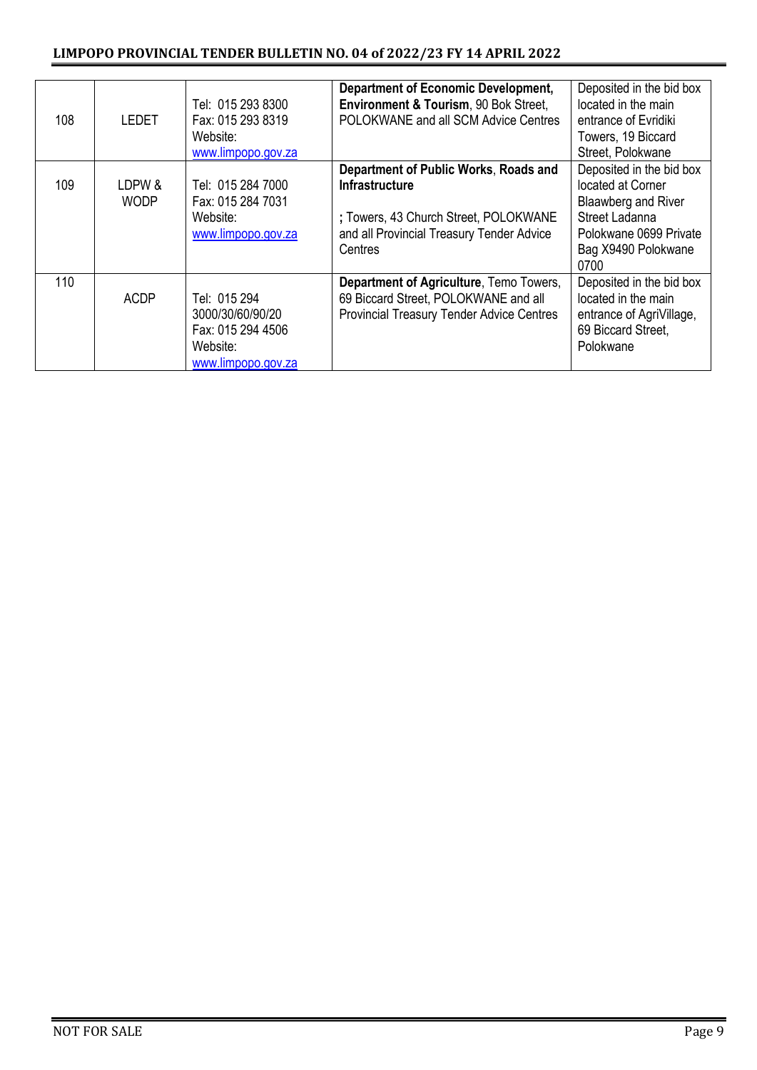| 108 | LEDET | Tel: 015 293 8300<br>Fax: 015 293 8319<br>Website:<br>www.limpopo.gov.za | **Department of Economic Development, Environment & Tourism**, 90 Bok Street, POLOKWANE and all SCM Advice Centres | Deposited in the bid box located in the main entrance of Evridiki Towers, 19 Biccard Street, Polokwane |
|---|---|---|---|---|
| 109 | LDPW & WODP | Tel: 015 284 7000<br>Fax: 015 284 7031<br>Website:<br>www.limpopo.gov.za | **Department of Public Works**, **Roads and Infrastructure**<br><br>**;** Towers, 43 Church Street, POLOKWANE and all Provincial Treasury Tender Advice Centres | Deposited in the bid box located at Corner Blaawberg and River Street Ladanna Polokwane 0699 Private Bag X9490 Polokwane 0700 |
| 110 | ACDP | Tel: 015 294 3000/30/60/90/20<br>Fax: 015 294 4506<br>Website:<br>www.limpopo.gov.za | **Department of Agriculture**, Temo Towers, 69 Biccard Street, POLOKWANE and all Provincial Treasury Tender Advice Centres | Deposited in the bid box located in the main entrance of AgriVillage, 69 Biccard Street, Polokwane |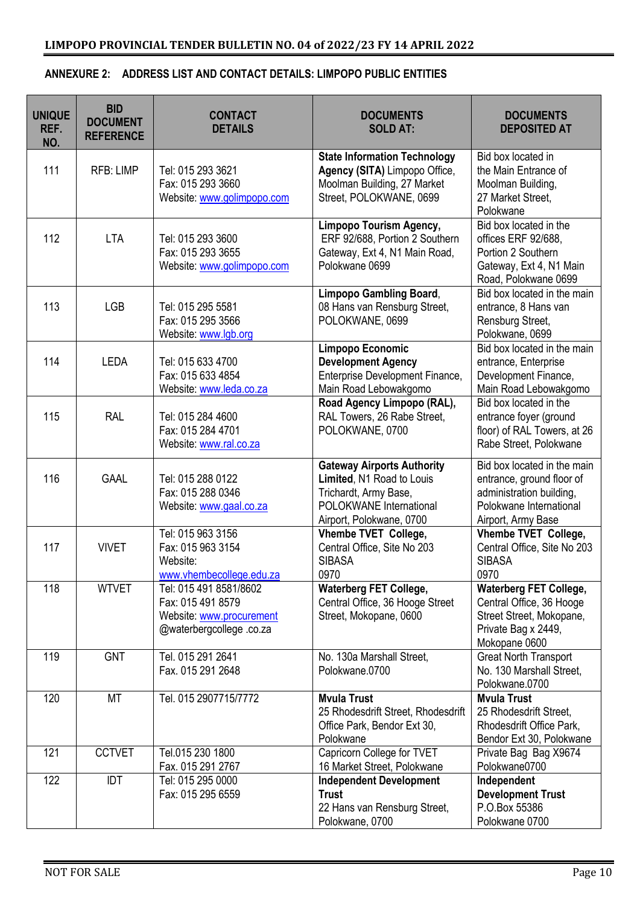## ANNEXURE 2: ADDRESS LIST AND CONTACT DETAILS: LIMPOPO PUBLIC ENTITIES

| UNIQUE REF. NO. | BID DOCUMENT REFERENCE | CONTACT DETAILS | DOCUMENTS SOLD AT: | DOCUMENTS DEPOSITED AT |
|---|---|---|---|---|
| 111 | RFB: LIMP | Tel: 015 293 3621<br>Fax: 015 293 3660<br>Website: www.golimpopo.com | **State Information Technology Agency (SITA)** Limpopo Office, Moolman Building, 27 Market Street, POLOKWANE, 0699 | Bid box located in the Main Entrance of Moolman Building, 27 Market Street, Polokwane |
| 112 | LTA | Tel: 015 293 3600<br>Fax: 015 293 3655<br>Website: www.golimpopo.com | **Limpopo Tourism Agency,** ERF 92/688, Portion 2 Southern Gateway, Ext 4, N1 Main Road, Polokwane 0699 | Bid box located in the offices ERF 92/688, Portion 2 Southern Gateway, Ext 4, N1 Main Road, Polokwane 0699 |
| 113 | LGB | Tel: 015 295 5581<br>Fax: 015 295 3566<br>Website: www.lgb.org | **Limpopo Gambling Board**, 08 Hans van Rensburg Street, POLOKWANE, 0699 | Bid box located in the main entrance, 8 Hans van Rensburg Street, Polokwane, 0699 |
| 114 | LEDA | Tel: 015 633 4700<br>Fax: 015 633 4854<br>Website: www.leda.co.za | **Limpopo Economic Development Agency** Enterprise Development Finance, Main Road Lebowakgomo | Bid box located in the main entrance, Enterprise Development Finance, Main Road Lebowakgomo |
| 115 | RAL | Tel: 015 284 4600<br>Fax: 015 284 4701<br>Website: www.ral.co.za | **Road Agency Limpopo (RAL),** RAL Towers, 26 Rabe Street, POLOKWANE, 0700 | Bid box located in the entrance foyer (ground floor) of RAL Towers, at 26 Rabe Street, Polokwane |
| 116 | GAAL | Tel: 015 288 0122<br>Fax: 015 288 0346<br>Website: www.gaal.co.za | **Gateway Airports Authority Limited**, N1 Road to Louis Trichardt, Army Base, POLOKWANE International Airport, Polokwane, 0700 | Bid box located in the main entrance, ground floor of administration building, Polokwane International Airport, Army Base |
| 117 | VIVET | Tel: 015 963 3156<br>Fax: 015 963 3154<br>Website: www.vhembecollege.edu.za | **Vhembe TVET College,** Central Office, Site No 203 SIBASA 0970 | **Vhembe TVET College,** Central Office, Site No 203 SIBASA 0970 |
| 118 | WTVET | Tel: 015 491 8581/8602<br>Fax: 015 491 8579<br>Website: www.procurement @waterbergcollege .co.za | **Waterberg FET College,** Central Office, 36 Hooge Street Street, Mokopane, 0600 | **Waterberg FET College,** Central Office, 36 Hooge Street Street, Mokopane, Private Bag x 2449, Mokopane 0600 |
| 119 | GNT | Tel. 015 291 2641<br>Fax. 015 291 2648 | No. 130a Marshall Street, Polokwane.0700 | Great North Transport No. 130 Marshall Street, Polokwane.0700 |
| 120 | MT | Tel. 015 2907715/7772 | **Mvula Trust** 25 Rhodesdrift Street, Rhodesdrift Office Park, Bendor Ext 30, Polokwane | **Mvula Trust** 25 Rhodesdrift Street, Rhodesdrift Office Park, Bendor Ext 30, Polokwane |
| 121 | CCTVET | Tel.015 230 1800<br>Fax. 015 291 2767 | Capricorn College for TVET 16 Market Street, Polokwane | Private Bag Bag X9674 Polokwane0700 |
| 122 | IDT | Tel: 015 295 0000<br>Fax: 015 295 6559 | **Independent Development Trust** 22 Hans van Rensburg Street, Polokwane, 0700 | **Independent Development Trust** P.O.Box 55386 Polokwane 0700 |

NOT FOR SALE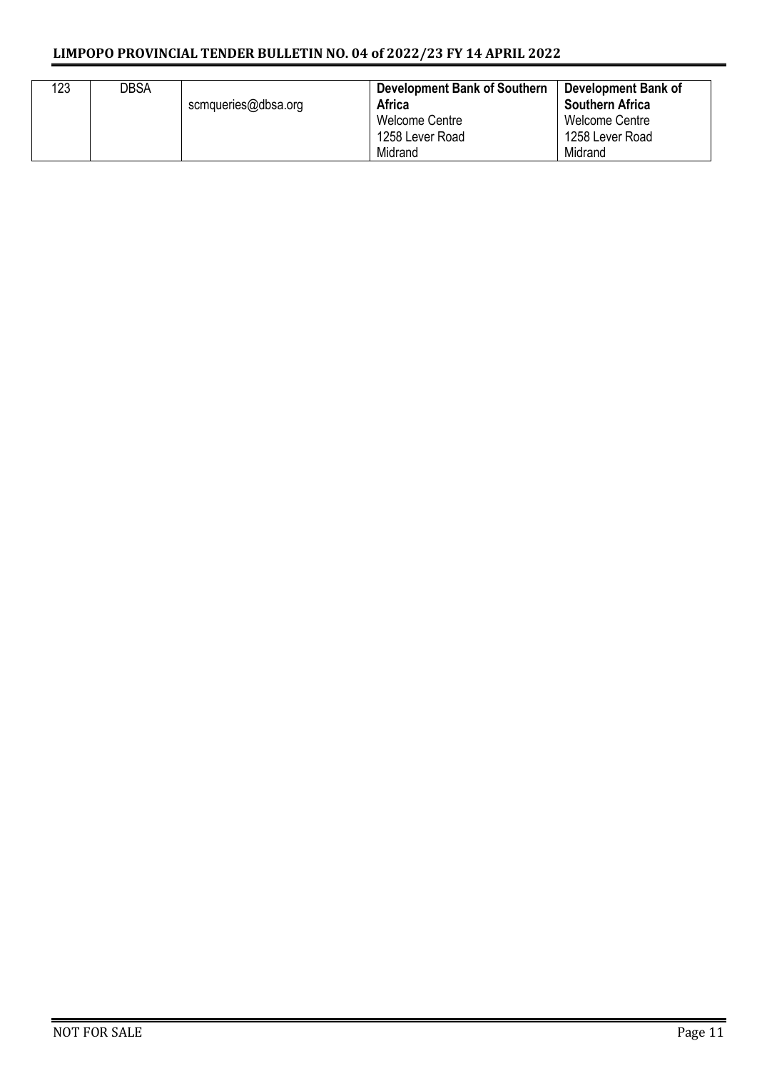| 123 | DBSA | scmqueries@dbsa.org | **Development Bank of Southern Africa**<br>Welcome Centre<br>1258 Lever Road<br>Midrand | **Development Bank of Southern Africa**<br>Welcome Centre<br>1258 Lever Road<br>Midrand |
|---|---|---|---|---|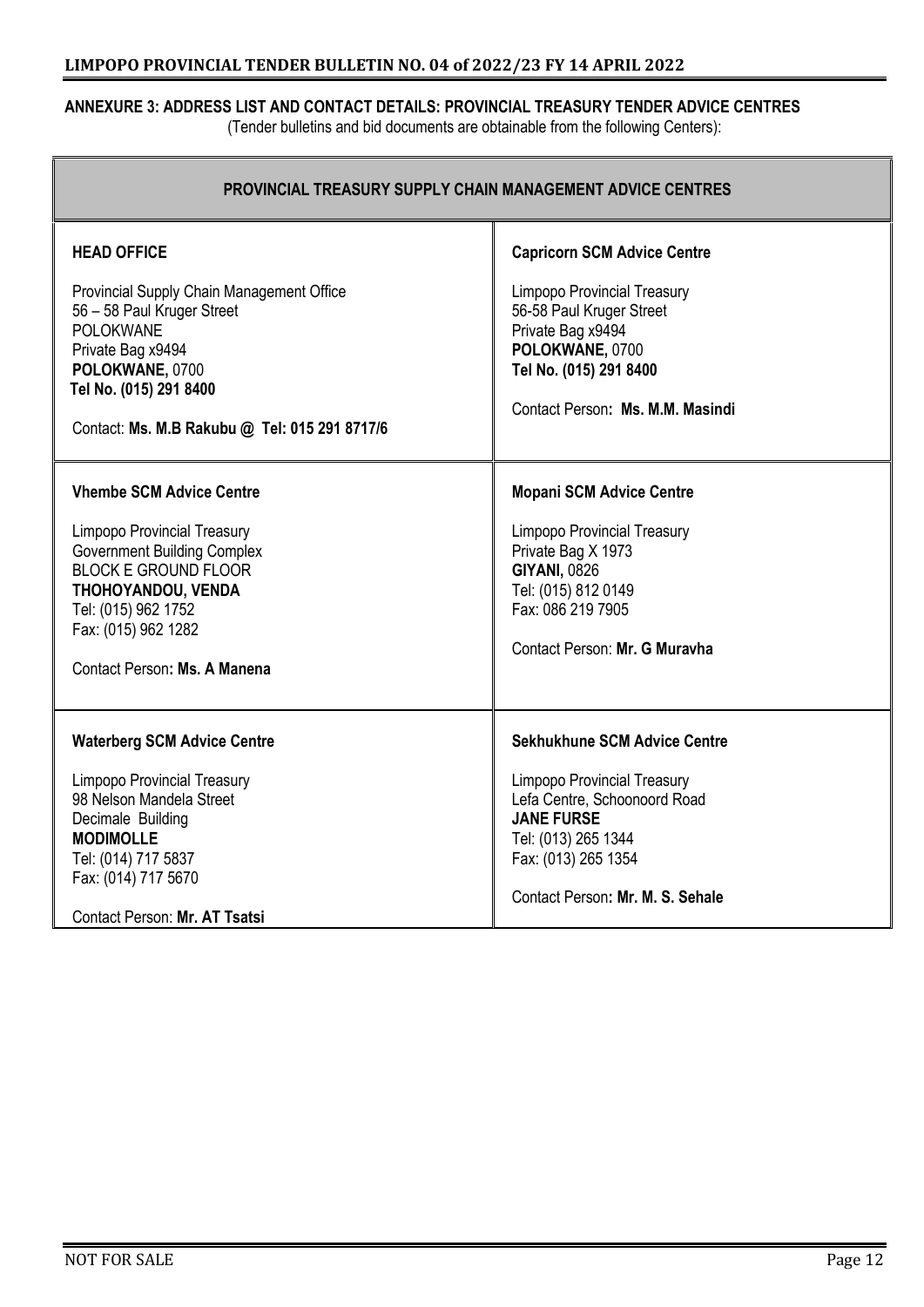## ANNEXURE 3: ADDRESS LIST AND CONTACT DETAILS: PROVINCIAL TREASURY TENDER ADVICE CENTRES

(Tender bulletins and bid documents are obtainable from the following Centers):

| **PROVINCIAL TREASURY SUPPLY CHAIN MANAGEMENT ADVICE CENTRES** | |
|---|---|
| **HEAD OFFICE**<br><br>Provincial Supply Chain Management Office<br>56 – 58 Paul Kruger Street<br>POLOKWANE<br>Private Bag x9494<br>**POLOKWANE,** 0700<br>**Tel No. (015) 291 8400**<br><br>Contact: **Ms. M.B Rakubu @ Tel: 015 291 8717/6** | **Capricorn SCM Advice Centre**<br><br>Limpopo Provincial Treasury<br>56-58 Paul Kruger Street<br>Private Bag x9494<br>**POLOKWANE,** 0700<br>**Tel No. (015) 291 8400**<br><br>Contact Person**: Ms. M.M. Masindi** |
| **Vhembe SCM Advice Centre**<br><br>Limpopo Provincial Treasury<br>Government Building Complex<br>BLOCK E GROUND FLOOR<br>**THOHOYANDOU, VENDA**<br>Tel: (015) 962 1752<br>Fax: (015) 962 1282<br><br>Contact Person**: Ms. A Manena** | **Mopani SCM Advice Centre**<br><br>Limpopo Provincial Treasury<br>Private Bag X 1973<br>**GIYANI,** 0826<br>Tel: (015) 812 0149<br>Fax: 086 219 7905<br><br>Contact Person: **Mr. G Muravha** |
| **Waterberg SCM Advice Centre**<br><br>Limpopo Provincial Treasury<br>98 Nelson Mandela Street<br>Decimale Building<br>**MODIMOLLE**<br>Tel: (014) 717 5837<br>Fax: (014) 717 5670<br><br>Contact Person: **Mr. AT Tsatsi** | **Sekhukhune SCM Advice Centre**<br><br>Limpopo Provincial Treasury<br>Lefa Centre, Schoonoord Road<br>**JANE FURSE**<br>Tel: (013) 265 1344<br>Fax: (013) 265 1354<br><br>Contact Person**: Mr. M. S. Sehale** |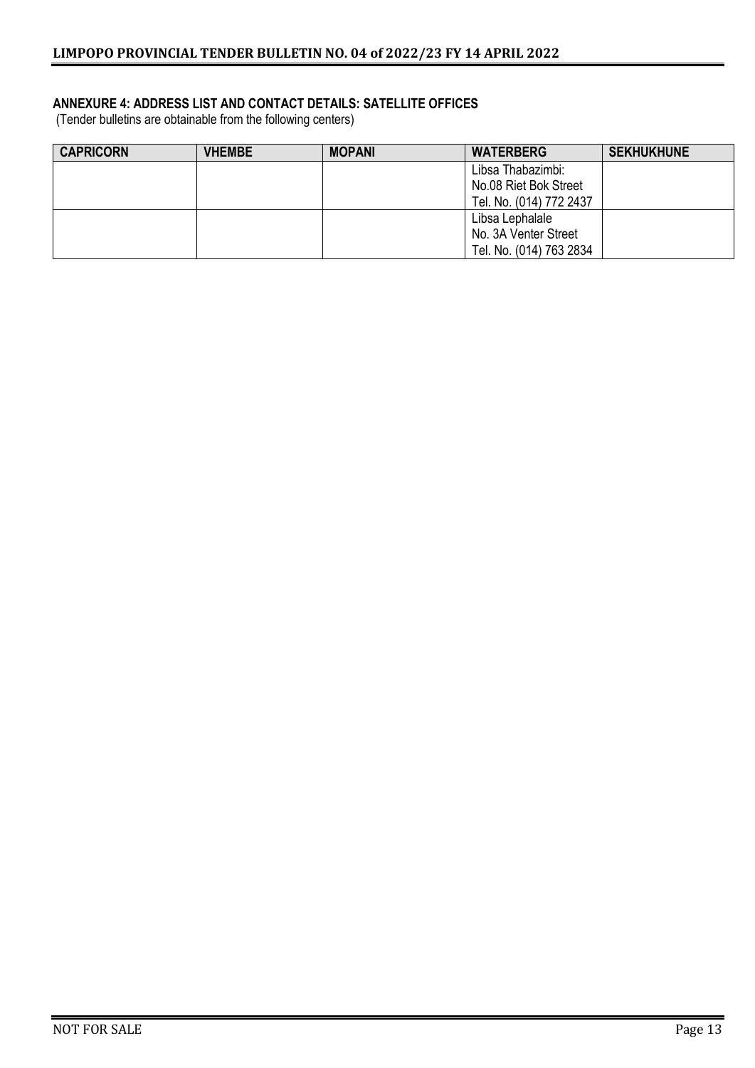## ANNEXURE 4: ADDRESS LIST AND CONTACT DETAILS: SATELLITE OFFICES

(Tender bulletins are obtainable from the following centers)

| CAPRICORN | VHEMBE | MOPANI | WATERBERG | SEKHUKHUNE |
|---|---|---|---|---|
| | | | Libsa Thabazimbi:<br>No.08 Riet Bok Street<br>Tel. No. (014) 772 2437 | |
| | | | Libsa Lephalale<br>No. 3A Venter Street<br>Tel. No. (014) 763 2834 | |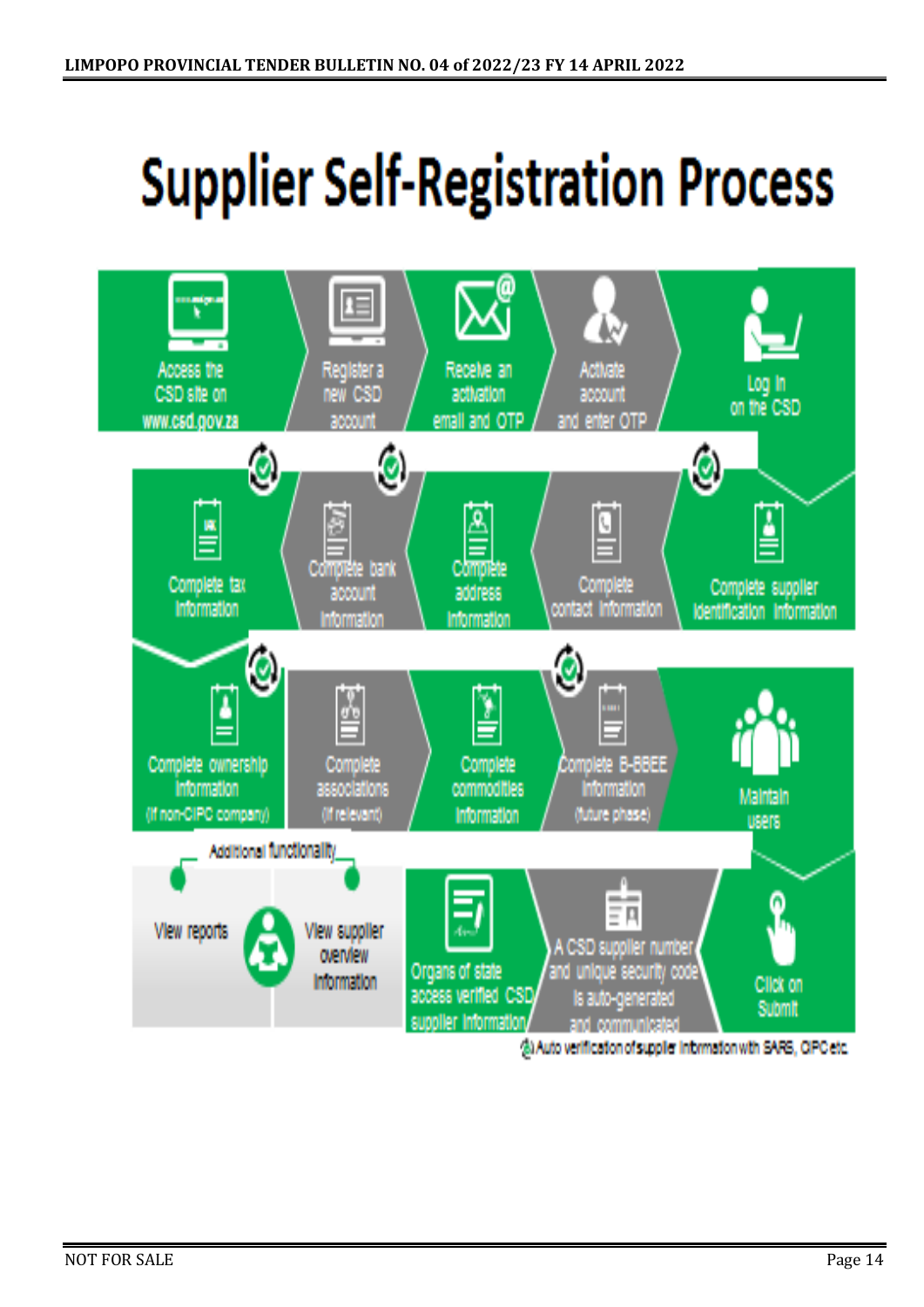# Supplier Self-Registration Process

Access the CSD site on www.csd.gov.za

Register a new CSD account

Receive an activation email and OTP

Activate account and enter OTP

Log in on the CSD

Complete supplier identification information

Complete contact information

Complete address information

Complete bank account information

Complete tax information

Complete ownership information (if non-CIPC company)

Complete associations (if relevant)

Complete commodities information

Complete B-BBEE information (future phase)

Maintain users

Click on Submit

A CSD supplier number and unique security code is auto-generated and communicated

Organs of state access verified CSD supplier information

Additional functionality

View reports

View supplier overview information

Auto verification of supplier information with SARS, CIPC etc.

NOT FOR SALE